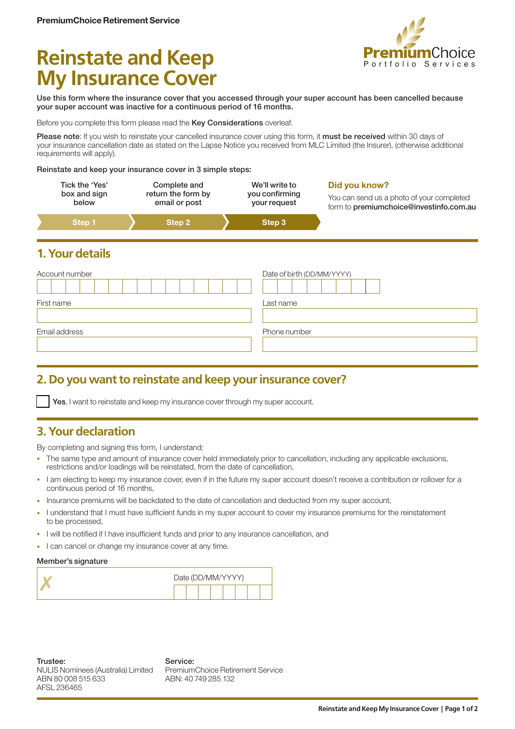PremiumChoice Retirement Service

# Reinstate and Keep My Insurance Cover

PremiumChoice Portfolio Services

**Use this form where the insurance cover that you accessed through your super account has been cancelled because your super account was inactive for a continuous period of 16 months.**

Before you complete this form please read the **Key Considerations** overleaf.

**Please note**: If you wish to reinstate your cancelled insurance cover using this form, it **must be received** within 30 days of your insurance cancellation date as stated on the Lapse Notice you received from MLC Limited (the Insurer), (otherwise additional requirements will apply).

**Reinstate and keep your insurance cover in 3 simple steps:**

| Step 1 | Step 2 | Step 3 |
|---|---|---|
| Tick the 'Yes' box and sign below | Complete and return the form by email or post | We'll write to you confirming your request |

**Did you know?**

You can send us a photo of your completed form to **premiumchoice@investinfo.com.au**

## 1. Your details

Account number

Date of birth (DD/MM/YYYY)

First name

Last name

Email address

Phone number

## 2. Do you want to reinstate and keep your insurance cover?

☐ **Yes**, I want to reinstate and keep my insurance cover through my super account.

## 3. Your declaration

By completing and signing this form, I understand:

- The same type and amount of insurance cover held immediately prior to cancellation, including any applicable exclusions, restrictions and/or loadings will be reinstated, from the date of cancellation,
- I am electing to keep my insurance cover, even if in the future my super account doesn't receive a contribution or rollover for a continuous period of 16 months,
- Insurance premiums will be backdated to the date of cancellation and deducted from my super account,
- I understand that I must have sufficient funds in my super account to cover my insurance premiums for the reinstatement to be processed,
- I will be notified if I have insufficient funds and prior to any insurance cancellation, and
- I can cancel or change my insurance cover at any time.

**Member's signature**

✗

Date (DD/MM/YYYY)

**Trustee:**
NULIS Nominees (Australia) Limited
ABN 80 008 515 633
AFSL 236465

**Service:**
PremiumChoice Retirement Service
ABN: 40 749 285 132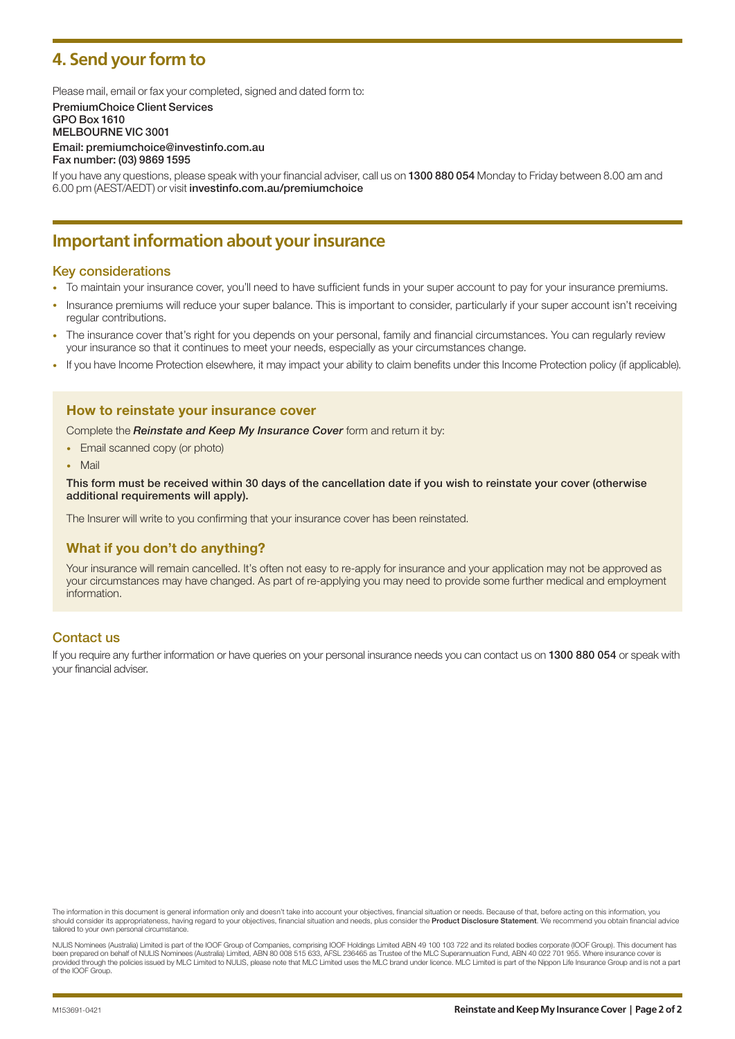## 4. Send your form to

Please mail, email or fax your completed, signed and dated form to:

**PremiumChoice Client Services**
**GPO Box 1610**
**MELBOURNE VIC 3001**
**Email: premiumchoice@investinfo.com.au**
**Fax number: (03) 9869 1595**

If you have any questions, please speak with your financial adviser, call us on **1300 880 054** Monday to Friday between 8.00 am and 6.00 pm (AEST/AEDT) or visit **investinfo.com.au/premiumchoice**

## Important information about your insurance

### Key considerations

- To maintain your insurance cover, you'll need to have sufficient funds in your super account to pay for your insurance premiums.
- Insurance premiums will reduce your super balance. This is important to consider, particularly if your super account isn't receiving regular contributions.
- The insurance cover that's right for you depends on your personal, family and financial circumstances. You can regularly review your insurance so that it continues to meet your needs, especially as your circumstances change.
- If you have Income Protection elsewhere, it may impact your ability to claim benefits under this Income Protection policy (if applicable).

### How to reinstate your insurance cover

Complete the ***Reinstate and Keep My Insurance Cover*** form and return it by:

- Email scanned copy (or photo)
- Mail

**This form must be received within 30 days of the cancellation date if you wish to reinstate your cover (otherwise additional requirements will apply).**

The Insurer will write to you confirming that your insurance cover has been reinstated.

### What if you don't do anything?

Your insurance will remain cancelled. It's often not easy to re-apply for insurance and your application may not be approved as your circumstances may have changed. As part of re-applying you may need to provide some further medical and employment information.

### Contact us

If you require any further information or have queries on your personal insurance needs you can contact us on **1300 880 054** or speak with your financial adviser.

The information in this document is general information only and doesn't take into account your objectives, financial situation or needs. Because of that, before acting on this information, you should consider its appropriateness, having regard to your objectives, financial situation and needs, plus consider the **Product Disclosure Statement**. We recommend you obtain financial advice tailored to your own personal circumstance.

NULIS Nominees (Australia) Limited is part of the IOOF Group of Companies, comprising IOOF Holdings Limited ABN 49 100 103 722 and its related bodies corporate (IOOF Group). This document has been prepared on behalf of NULIS Nominees (Australia) Limited, ABN 80 008 515 633, AFSL 236465 as Trustee of the MLC Superannuation Fund, ABN 40 022 701 955. Where insurance cover is provided through the policies issued by MLC Limited to NULIS, please note that MLC Limited uses the MLC brand under licence. MLC Limited is part of the Nippon Life Insurance Group and is not a part of the IOOF Group.

M153691-0421